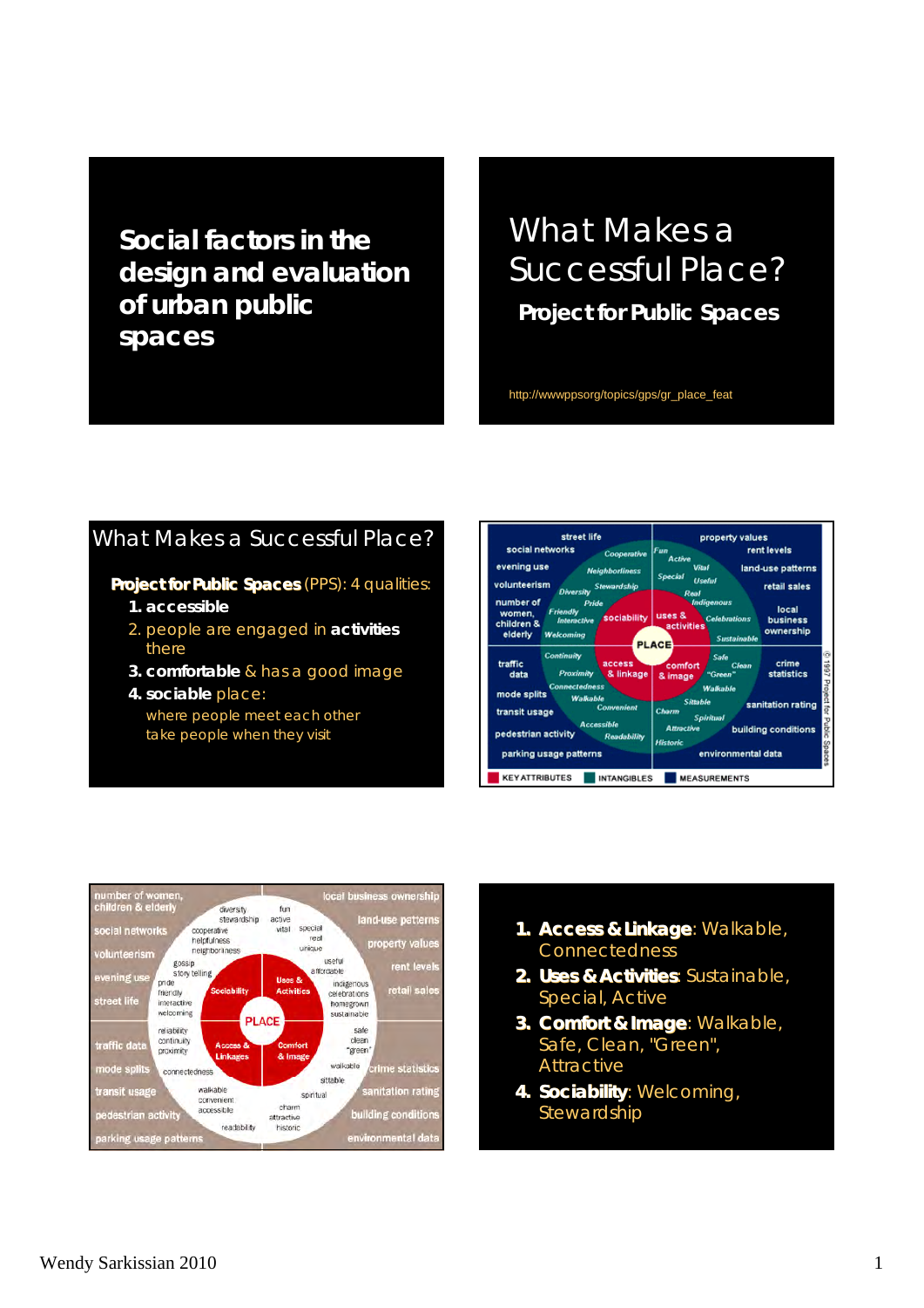# Social factors in the design and evaluation of urban public spaces

## What Makes a Successful Place?

**Project for Public Spaces**

http://wwwppsorg/topics/gps/gr_place_feat

## What Makes a Successful Place?

**Project for Public Spaces** (PPS): 4 qualities:

1. **accessible**
2. people are engaged in **activities** there
3. **comfortable** & has a good image
4. **sociable** place:
   - where people meet each other
   - take people when they visit

| | |
|---|---|
| street life | property values |
| social networks | rent levels |
| evening use | land-use patterns |
| volunteerism | retail sales |
| number of women, children & elderly | local business ownership |
| traffic data | crime statistics |
| mode splits | sanitation rating |
| transit usage | building conditions |
| pedestrian activity | environmental data |
| parking usage patterns | |

PLACE — sociability: Cooperative, Neighborliness, Stewardship, Pride, Diversity, Friendly, Interactive, Welcoming. uses & activities: Fun, Active, Vital, Special, Useful, Real, Indigenous, Celebrations, Sustainable. access & linkage: Continuity, Proximity, Connectedness, Walkable, Convenient, Accessible, Readability. comfort & image: Safe, Clean, "Green", Walkable, Sittable, Spiritual, Charm, Attractive, Historic.

KEY ATTRIBUTES — INTANGIBLES — MEASUREMENTS

© 1997 Project for Public Spaces

1. **Access & Linkage**: Walkable, Connectedness
2. **Uses & Activities**: Sustainable, Special, Active
3. **Comfort & Image**: Walkable, Safe, Clean, "Green", Attractive
4. **Sociability**: Welcoming, Stewardship

Wendy Sarkissian 2010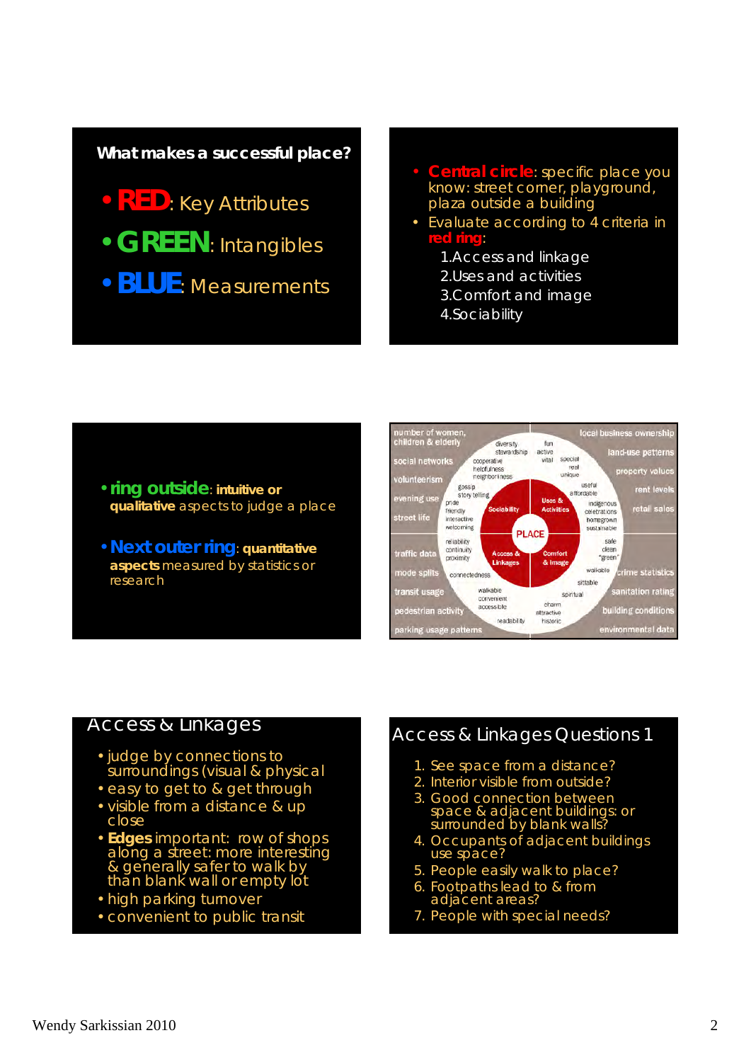## What makes a successful place?

- **RED**: Key Attributes
- **GREEN**: Intangibles
- **BLUE**: Measurements

---

- **Central circle**: specific place you know: street corner, playground, plaza outside a building
- Evaluate according to 4 criteria in **red ring**:
  1. Access and linkage
  2. Uses and activities
  3. Comfort and image
  4. Sociability

---

- **ring outside**: **intuitive or qualitative** aspects to judge a place
- **Next outer ring**: **quantitative aspects** measured by statistics or research

---

PLACE

Sociability: diversity, stewardship, cooperative, helpfulness, neighborliness, gossip, story telling, pride, friendly, interactive, welcoming

Uses & Activities: fun, active, vital, special, real, unique, useful, affordable, indigenous, celebrations, homegrown, sustainable

Access & Linkages: reliability, continuity, proximity, connectedness, walkable, convenient, accessible, readability

Comfort & Image: safe, clean, "green", walkable, sittable, spiritual, charm, attractive, historic

number of women, children & elderly; social networks; volunteerism; evening use; street life; traffic data; mode splits; transit usage; pedestrian activity; parking usage patterns; local business ownership; land-use patterns; property values; rent levels; retail sales; crime statistics; sanitation rating; building conditions; environmental data

---

## Access & Linkages

- judge by connections to surroundings (visual & physical
- easy to get to & get through
- visible from a distance & up close
- **Edges** important: row of shops along a street: more interesting & generally safer to walk by than blank wall or empty lot
- high parking turnover
- convenient to public transit

---

## Access & Linkages Questions 1

1. See space from a distance?
2. Interior visible from outside?
3. Good connection between space & adjacent buildings: or surrounded by blank walls?
4. Occupants of adjacent buildings use space?
5. People easily walk to place?
6. Footpaths lead to & from adjacent areas?
7. People with special needs?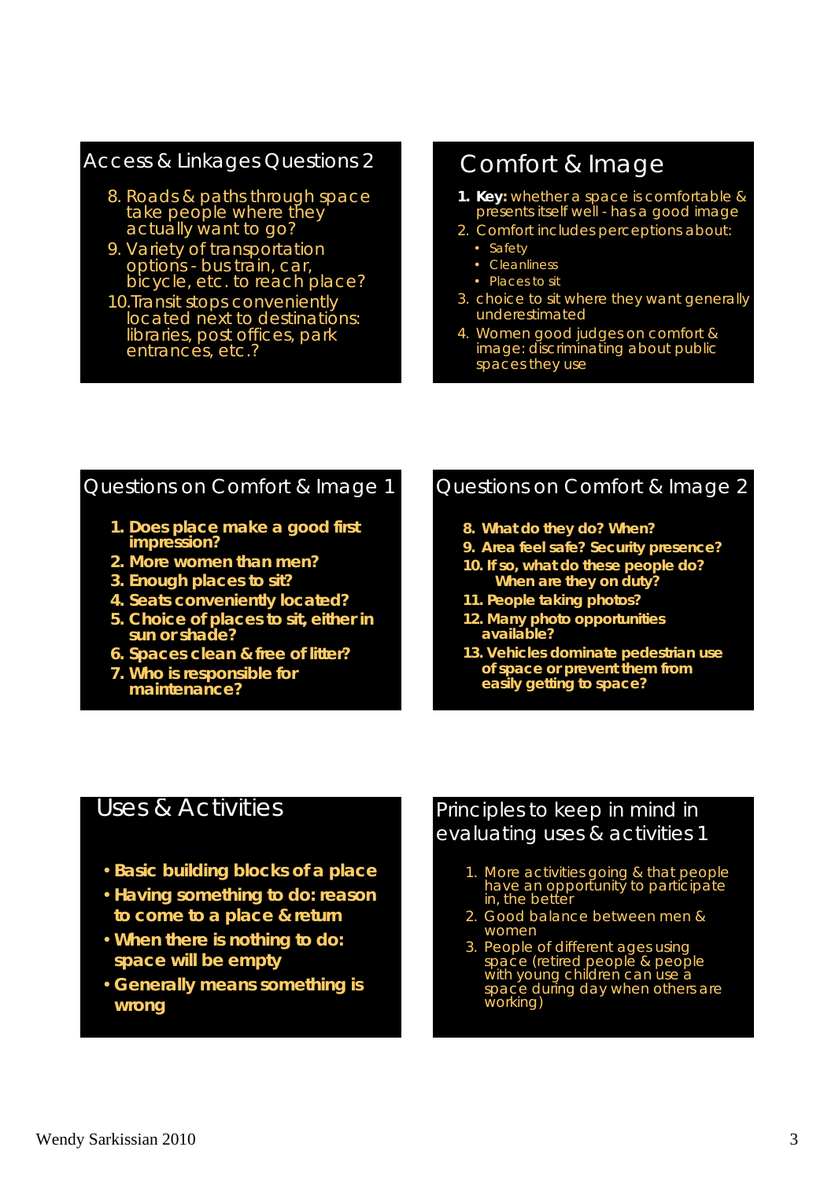## Access & Linkages Questions 2

8. Roads & paths through space take people where they actually want to go?
9. Variety of transportation options - bus train, car, bicycle, etc. to reach place?
10. Transit stops conveniently located next to destinations: libraries, post offices, park entrances, etc.?

## Comfort & Image

1. **Key:** whether a space is comfortable & presents itself well - has a good image
2. Comfort includes perceptions about:
   - Safety
   - Cleanliness
   - Places to sit
3. choice to sit where they want generally underestimated
4. Women good judges on comfort & image: discriminating about public spaces they use

## Questions on Comfort & Image 1

1. **Does place make a good first impression?**
2. **More women than men?**
3. **Enough places to sit?**
4. **Seats conveniently located?**
5. **Choice of places to sit, either in sun or shade?**
6. **Spaces clean & free of litter?**
7. **Who is responsible for maintenance?**

## Questions on Comfort & Image 2

8. **What do they do? When?**
9. **Area feel safe? Security presence?**
10. **If so, what do these people do? When are they on duty?**
11. **People taking photos?**
12. **Many photo opportunities available?**
13. **Vehicles dominate pedestrian use of space or prevent them from easily getting to space?**

## Uses & Activities

- **Basic building blocks of a place**
- **Having something to do: reason to come to a place & return**
- **When there is nothing to do: space will be empty**
- **Generally means something is wrong**

## Principles to keep in mind in evaluating uses & activities 1

1. More activities going & that people have an opportunity to participate in, the better
2. Good balance between men & women
3. People of different ages using space (retired people & people with young children can use a space during day when others are working)

Wendy Sarkissian 2010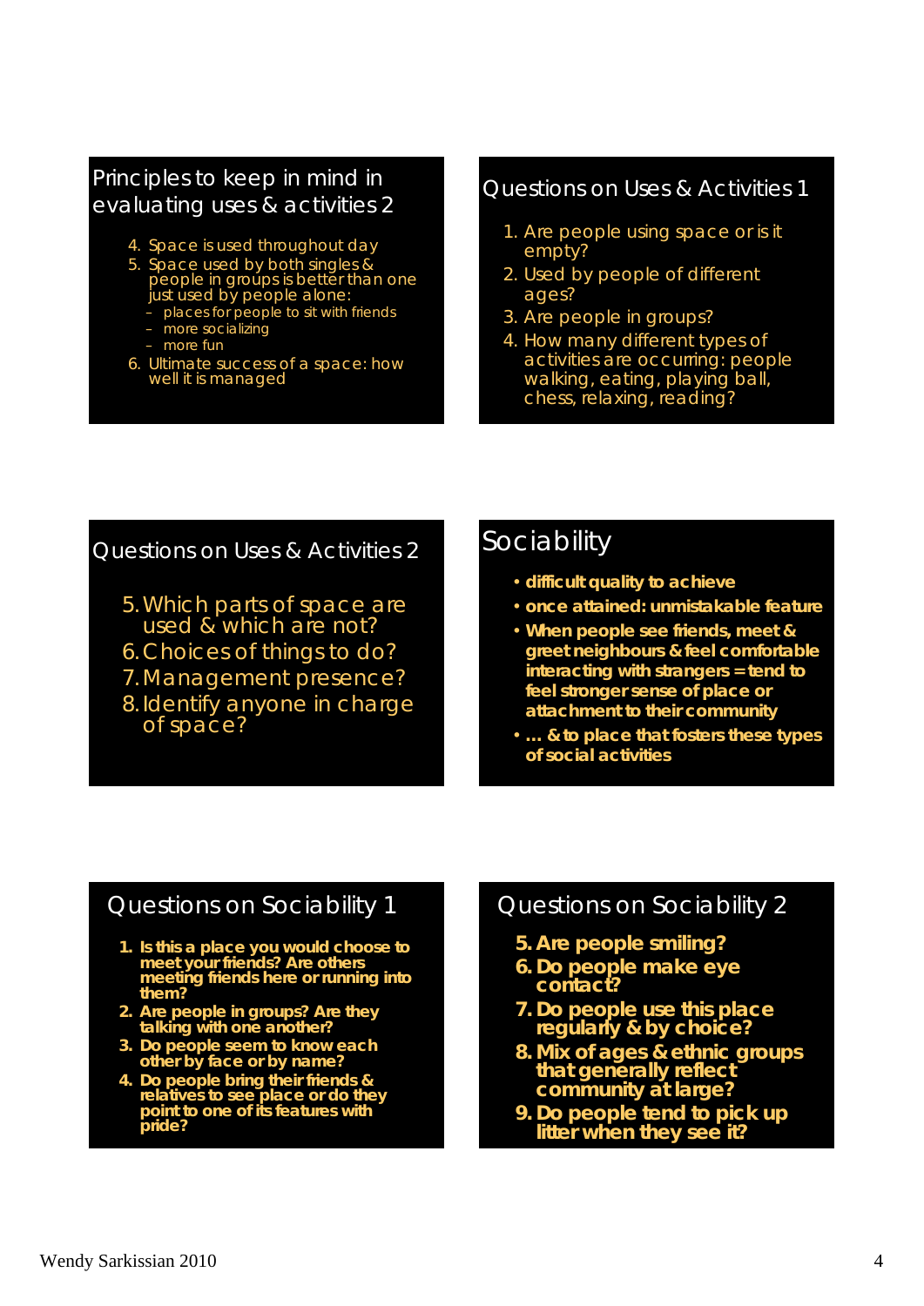## Principles to keep in mind in evaluating uses & activities 2

4. Space is used throughout day
5. Space used by both singles & people in groups is better than one just used by people alone:
   - places for people to sit with friends
   - more socializing
   - more fun
6. Ultimate success of a space: how well it is managed

## Questions on Uses & Activities 1

1. Are people using space or is it empty?
2. Used by people of different ages?
3. Are people in groups?
4. How many different types of activities are occurring: people walking, eating, playing ball, chess, relaxing, reading?

## Questions on Uses & Activities 2

5. Which parts of space are used & which are not?
6. Choices of things to do?
7. Management presence?
8. Identify anyone in charge of space?

## Sociability

- **difficult quality to achieve**
- **once attained: unmistakable feature**
- **When people see friends, meet & greet neighbours & feel comfortable interacting with strangers = tend to feel stronger sense of place or attachment to their community**
- **… & to place that fosters these types of social activities**

## Questions on Sociability 1

1. **Is this a place you would choose to meet your friends? Are others meeting friends here or running into them?**
2. **Are people in groups? Are they talking with one another?**
3. **Do people seem to know each other by face or by name?**
4. **Do people bring their friends & relatives to see place or do they point to one of its features with pride?**

## Questions on Sociability 2

5. **Are people smiling?**
6. **Do people make eye contact?**
7. **Do people use this place regularly & by choice?**
8. **Mix of ages & ethnic groups that generally reflect community at large?**
9. **Do people tend to pick up litter when they see it?**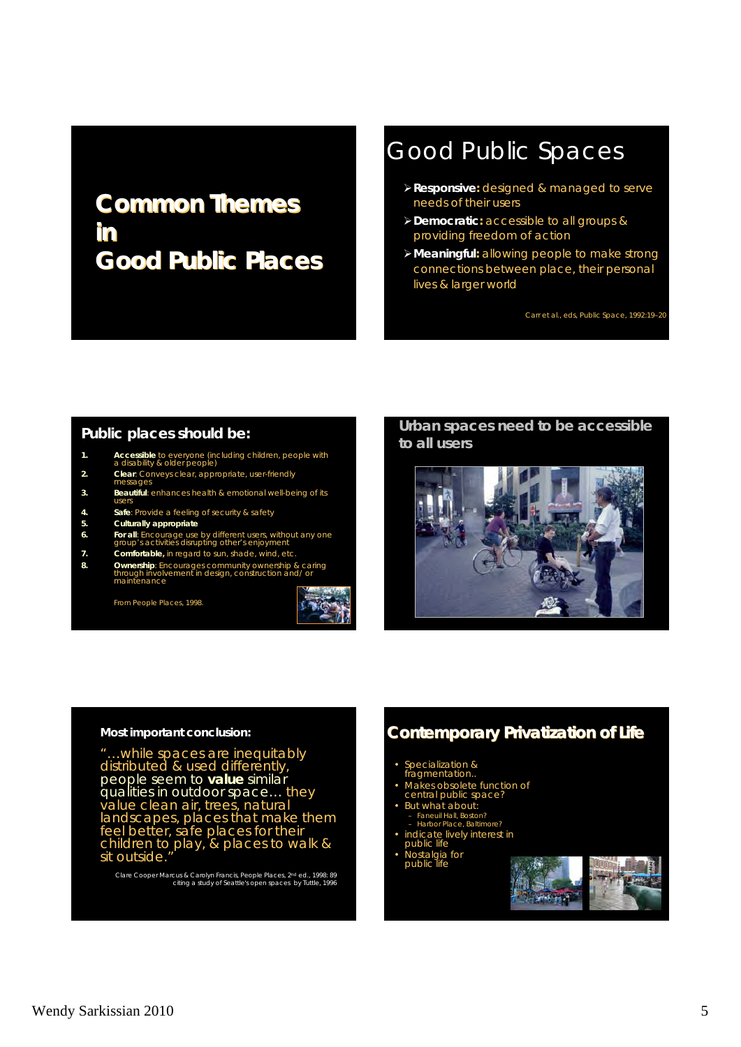# Common Themes in Good Public Places

## Good Public Spaces

- **Responsive:** designed & managed to serve needs of their users
- **Democratic:** accessible to all groups & providing freedom of action
- **Meaningful:** allowing people to make strong connections between place, their personal lives & larger world

Carr et al., eds, Public Space, 1992:19–20

## Public places should be:

1. **Accessible** to everyone (including children, people with a disability & older people)
2. **Clear**: Conveys clear, appropriate, user-friendly messages
3. **Beautiful**: enhances health & emotional well-being of its users
4. **Safe**: Provide a feeling of security & safety
5. **Culturally appropriate**
6. **For all**: Encourage use by different users, without any one group's activities disrupting other's enjoyment
7. **Comfortable,** in regard to sun, shade, wind, etc.
8. **Ownership**: Encourages community ownership & caring through involvement in design, construction and/or maintenance

From People Places, 1998.

## Urban spaces need to be accessible to all users

**Most important conclusion:**

"…while spaces are inequitably distributed & used differently, people seem to **value** similar qualities in outdoor space… they value clean air, trees, natural landscapes, places that make them feel better, safe places for their children to play, & places to walk & sit outside."

Clare Cooper Marcus & Carolyn Francis, People Places, 2nd ed., 1998: 89 citing a study of Seattle's open spaces by Tuttle, 1996

## Contemporary Privatization of Life

- Specialization & fragmentation..
- Makes obsolete function of central public space?
- But what about:
  - Faneuil Hall, Boston?
  - Harbor Place, Baltimore?
- indicate lively interest in public life
- Nostalgia for public life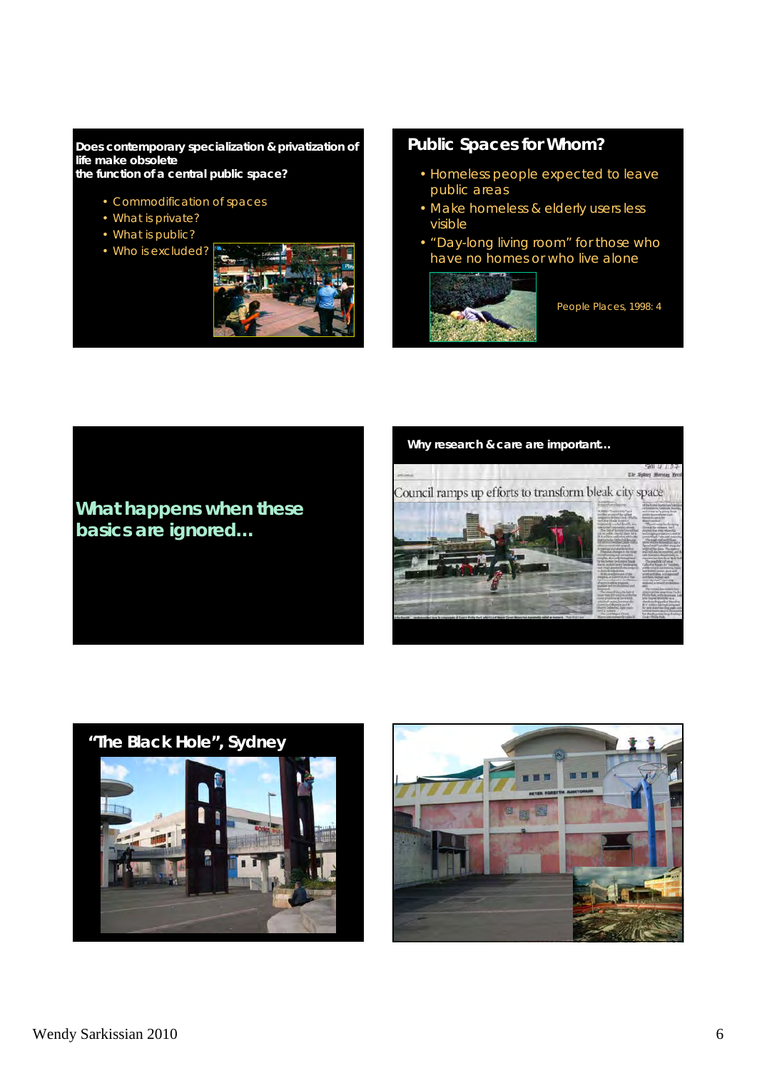**Does contemporary specialization & privatization of life make obsolete the function of a central public space?**

- Commodification of spaces
- What is private?
- What is public?
- Who is excluded?

## Public Spaces for Whom?

- Homeless people expected to leave public areas
- Make homeless & elderly users less visible
- "Day-long living room" for those who have no homes or who live alone

People Places, 1998: 4

**What happens when these basics are ignored…**

**Why research & care are important…**

Council ramps up efforts to transform bleak city space

## "The Black Hole", Sydney

PETER FORSYTH AUDITORIUM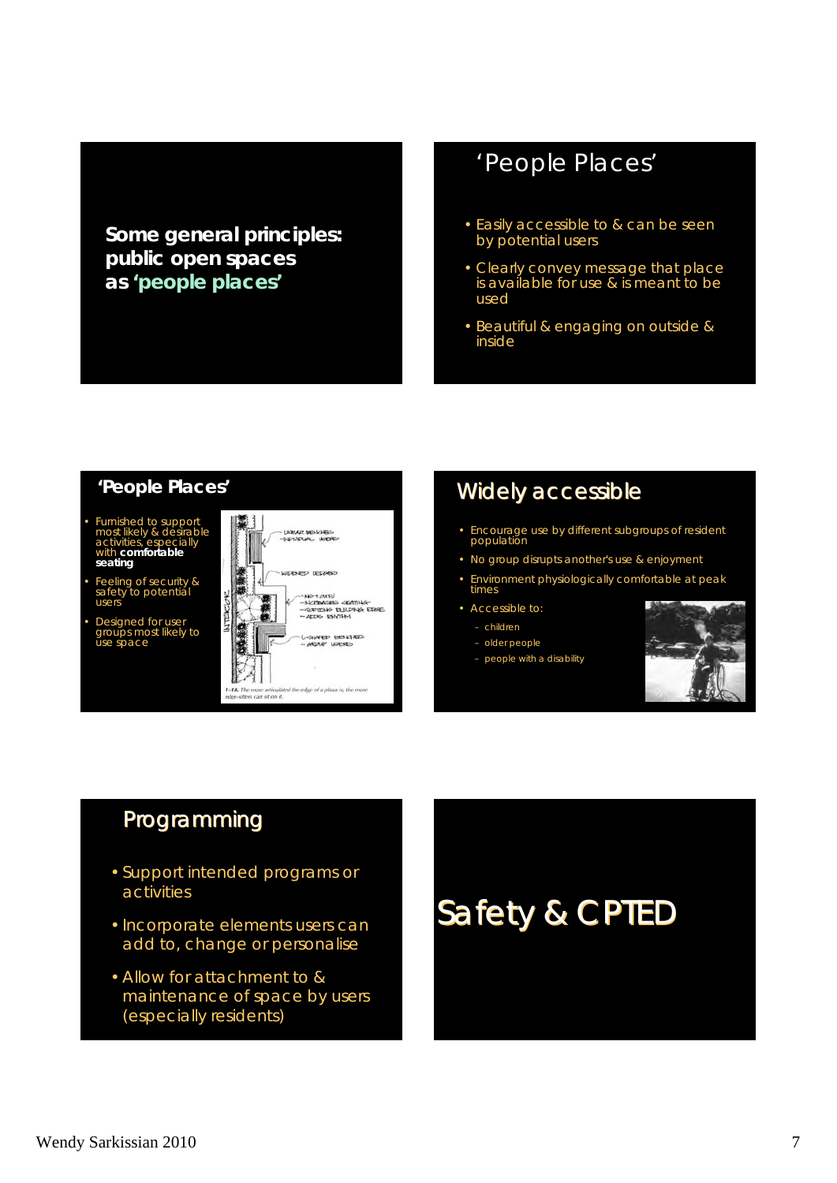## Some general principles: public open spaces as 'people places'

## 'People Places'

- Easily accessible to & can be seen by potential users
- Clearly convey message that place is available for use & is meant to be used
- Beautiful & engaging on outside & inside

## 'People Places'

- Furnished to support most likely & desirable activities, especially with **comfortable seating**
- Feeling of security & safety to potential users
- Designed for user groups most likely to use space

1-18. The more articulated the edge of a plaza is, the more edge-sitters can sit on it.

## Widely accessible

- Encourage use by different subgroups of resident population
- No group disrupts another's use & enjoyment
- Environment physiologically comfortable at peak times
- Accessible to:
  - children
  - older people
  - people with a disability

## Programming

- Support intended programs or activities
- Incorporate elements users can add to, change or personalise
- Allow for attachment to & maintenance of space by users (especially residents)

## Safety & CPTED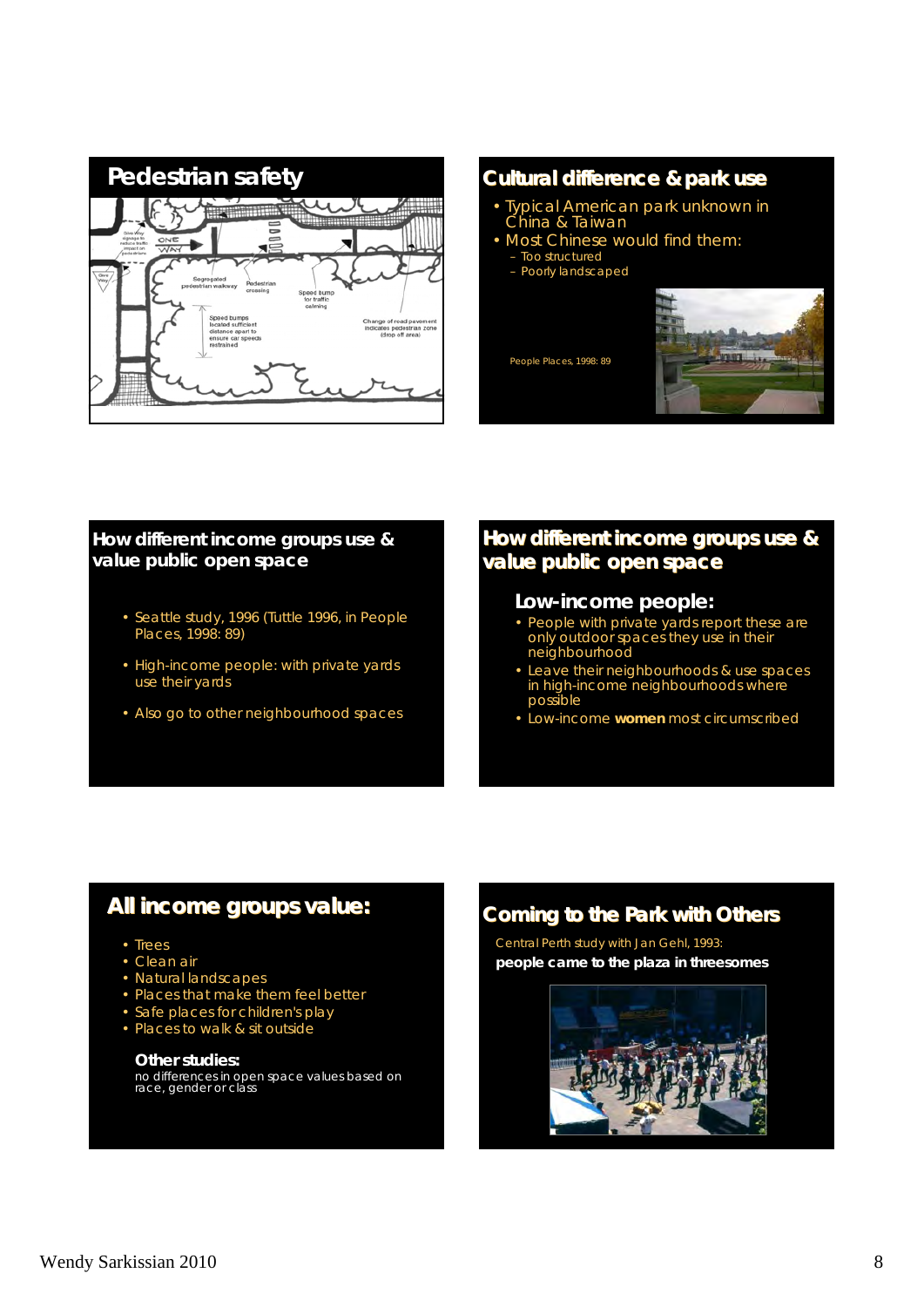## Pedestrian safety

Give Way signage to reduce traffic impact on pedestrians

ONE WAY

Give Way

Segregated pedestrian walkway

Pedestrian crossing

Speed bump for traffic calming

Speed bumps located sufficient distance apart to ensure car speeds restrained

Change of road pavement indicates pedestrian zone (drop off area)

## Cultural difference & park use

- Typical American park unknown in China & Taiwan
- Most Chinese would find them:
  - Too structured
  - Poorly landscaped

People Places, 1998: 89

## How different income groups use & value public open space

- Seattle study, 1996 (Tuttle 1996, in People Places, 1998: 89)
- High-income people: with private yards use their yards
- Also go to other neighbourhood spaces

## How different income groups use & value public open space

### Low-income people:

- People with private yards report these are only outdoor spaces they use in their neighbourhood
- Leave their neighbourhoods & use spaces in high-income neighbourhoods where possible
- Low-income **women** most circumscribed

## All income groups value:

- Trees
- Clean air
- Natural landscapes
- Places that make them feel better
- Safe places for children's play
- Places to walk & sit outside

**Other studies:**
no differences in open space values based on race, gender or class

## Coming to the Park with Others

Central Perth study with Jan Gehl, 1993:

**people came to the plaza in threesomes**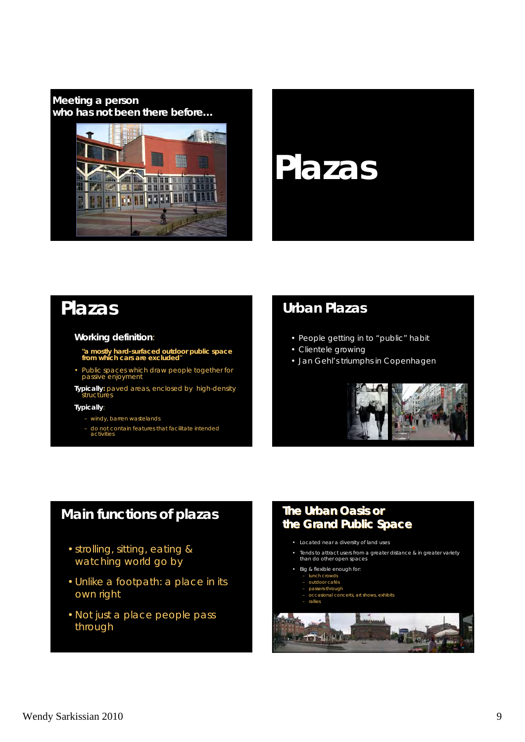## Meeting a person who has not been there before…

# Plazas

## Plazas

**Working definition**:

**"a mostly hard-surfaced outdoor public space from which cars are excluded"**

- Public spaces which draw people together for passive enjoyment

**Typically:** paved areas, enclosed by high-density structures

**Typically**:

- windy, barren wastelands
- do not contain features that facilitate intended activities

## Urban Plazas

- People getting in to "public" habit
- Clientele growing
- Jan Gehl's triumphs in Copenhagen

## Main functions of plazas

- strolling, sitting, eating & watching world go by
- Unlike a footpath: a place in its own right
- Not just a place people pass through

## The Urban Oasis or the Grand Public Space

- Located near a diversity of land uses
- Tends to attract users from a greater distance & in greater variety than do other open spaces
- Big & flexible enough for:
  - lunch crowds
  - outdoor cafés
  - passers-through
  - occasional concerts, art shows, exhibits
  - rallies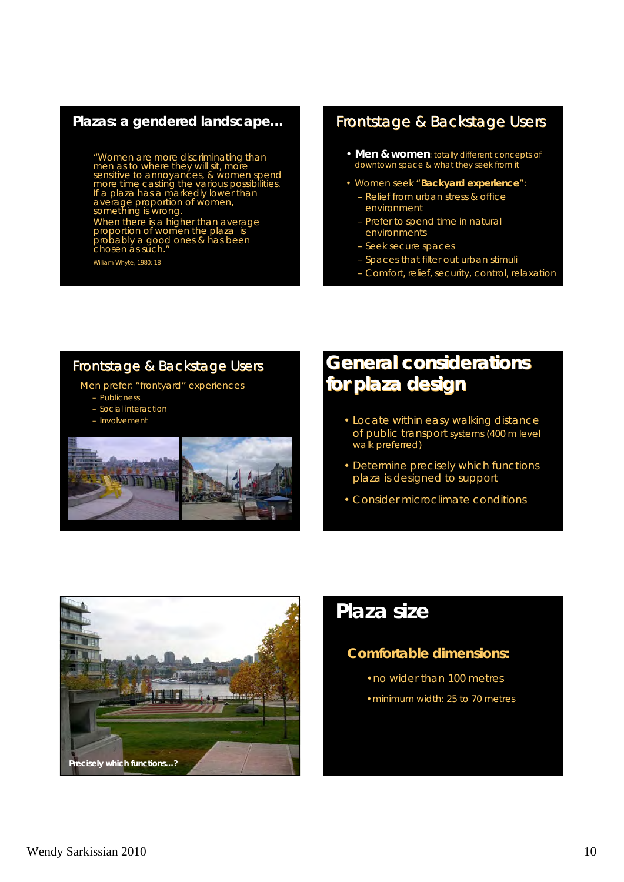## Plazas: a gendered landscape…

"Women are more discriminating than men as to where they will sit, more sensitive to annoyances, & women spend more time casting the various possibilities. If a plaza has a markedly lower than average proportion of women, something is wrong.
When there is a higher than average proportion of women the plaza is probably a good ones & has been chosen as such."

William Whyte, 1980: 18

## Frontstage & Backstage Users

- **Men & women**: totally different concepts of downtown space & what they seek from it
- Women seek "**Backyard experience**":
  - Relief from urban stress & office environment
  - Prefer to spend time in natural environments
  - Seek secure spaces
  - Spaces that filter out urban stimuli
  - Comfort, relief, security, control, relaxation

## Frontstage & Backstage Users

Men prefer: "frontyard" experiences

- Publicness
- Social interaction
- Involvement

## General considerations for plaza design

- Locate within easy walking distance of public transport systems (400 m level walk preferred)
- Determine precisely which functions plaza is designed to support
- Consider microclimate conditions

Precisely which functions…?

## Plaza size

### Comfortable dimensions:

- no wider than 100 metres
- minimum width: 25 to 70 metres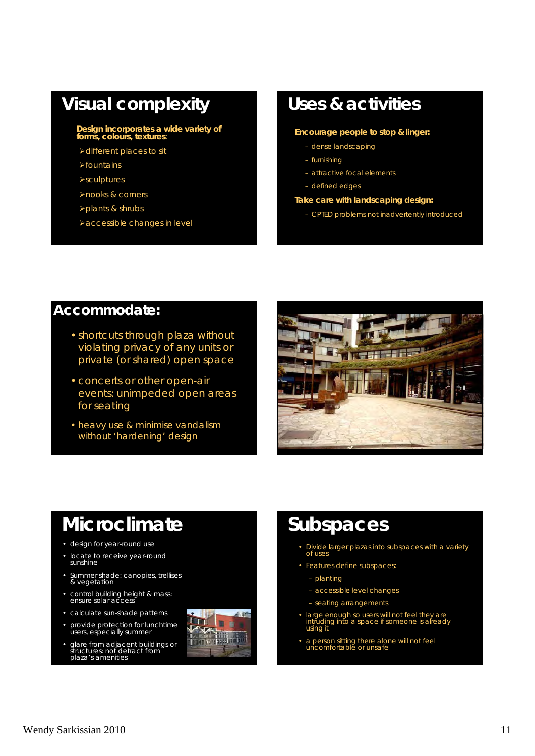## Visual complexity

**Design incorporates a wide variety of forms, colours, textures:**

- different places to sit
- fountains
- sculptures
- nooks & corners
- plants & shrubs
- accessible changes in level

## Uses & activities

**Encourage people to stop & linger:**

- dense landscaping
- furnishing
- attractive focal elements
- defined edges

**Take care with landscaping design:**

- CPTED problems not inadvertently introduced

## Accommodate:

- shortcuts through plaza without violating privacy of any units or private (or shared) open space
- concerts or other open-air events: unimpeded open areas for seating
- heavy use & minimise vandalism without 'hardening' design

## Microclimate

- design for year-round use
- locate to receive year-round sunshine
- Summer shade: canopies, trellises & vegetation
- control building height & mass: ensure solar access
- calculate sun-shade patterns
- provide protection for lunchtime users, especially summer
- glare from adjacent buildings or structures: not detract from plaza's amenities

## Subspaces

- Divide larger plazas into subspaces with a variety of uses
- Features define subspaces:
  - planting
  - accessible level changes
  - seating arrangements
- large enough so users will not feel they are intruding into a space if someone is already using it
- a person sitting there alone will not feel uncomfortable or unsafe

Wendy Sarkissian 2010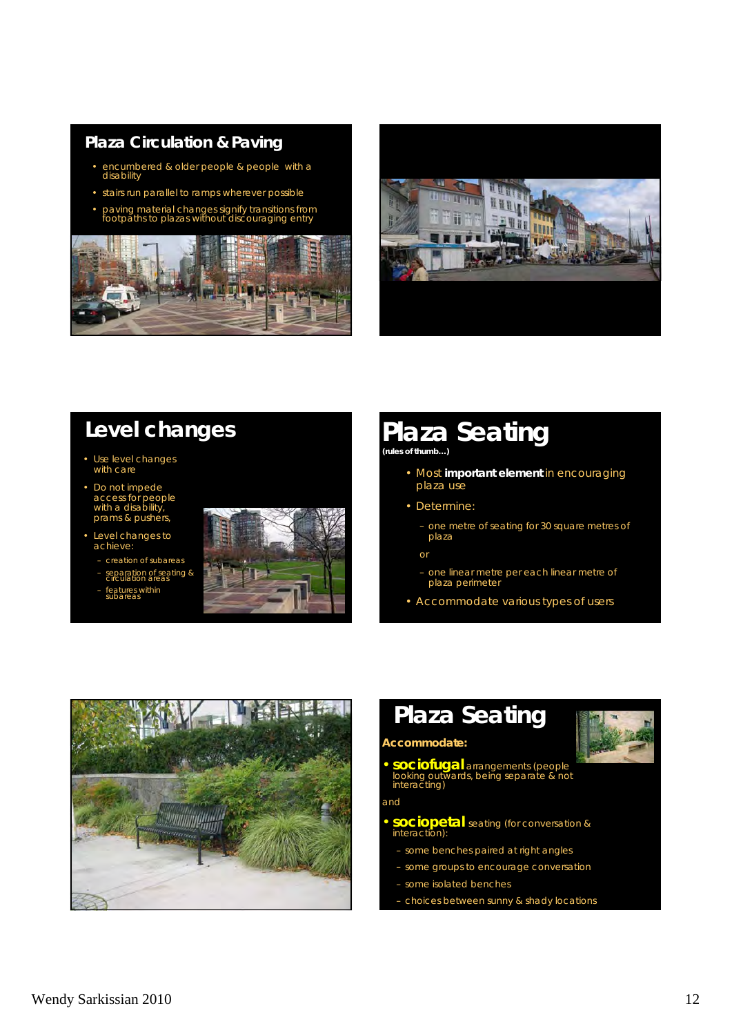## Plaza Circulation & Paving

- encumbered & older people & people with a disability
- stairs run parallel to ramps wherever possible
- paving material changes signify transitions from footpaths to plazas without discouraging entry

## Level changes

- Use level changes with care
- Do not impede access for people with a disability, prams & pushers,
- Level changes to achieve:
  - creation of subareas
  - separation of seating & circulation areas
  - features within subareas

## Plaza Seating

(rules of thumb…)

- Most **important element** in encouraging plaza use
- Determine:
  - one metre of seating for 30 square metres of plaza

  or

  - one linear metre per each linear metre of plaza perimeter
- Accommodate various types of users

## Plaza Seating

**Accommodate:**

- **sociofugal** arrangements (people looking outwards, being separate & not interacting)

and

- **sociopetal** seating (for conversation & interaction):
  - some benches paired at right angles
  - some groups to encourage conversation
  - some isolated benches
  - choices between sunny & shady locations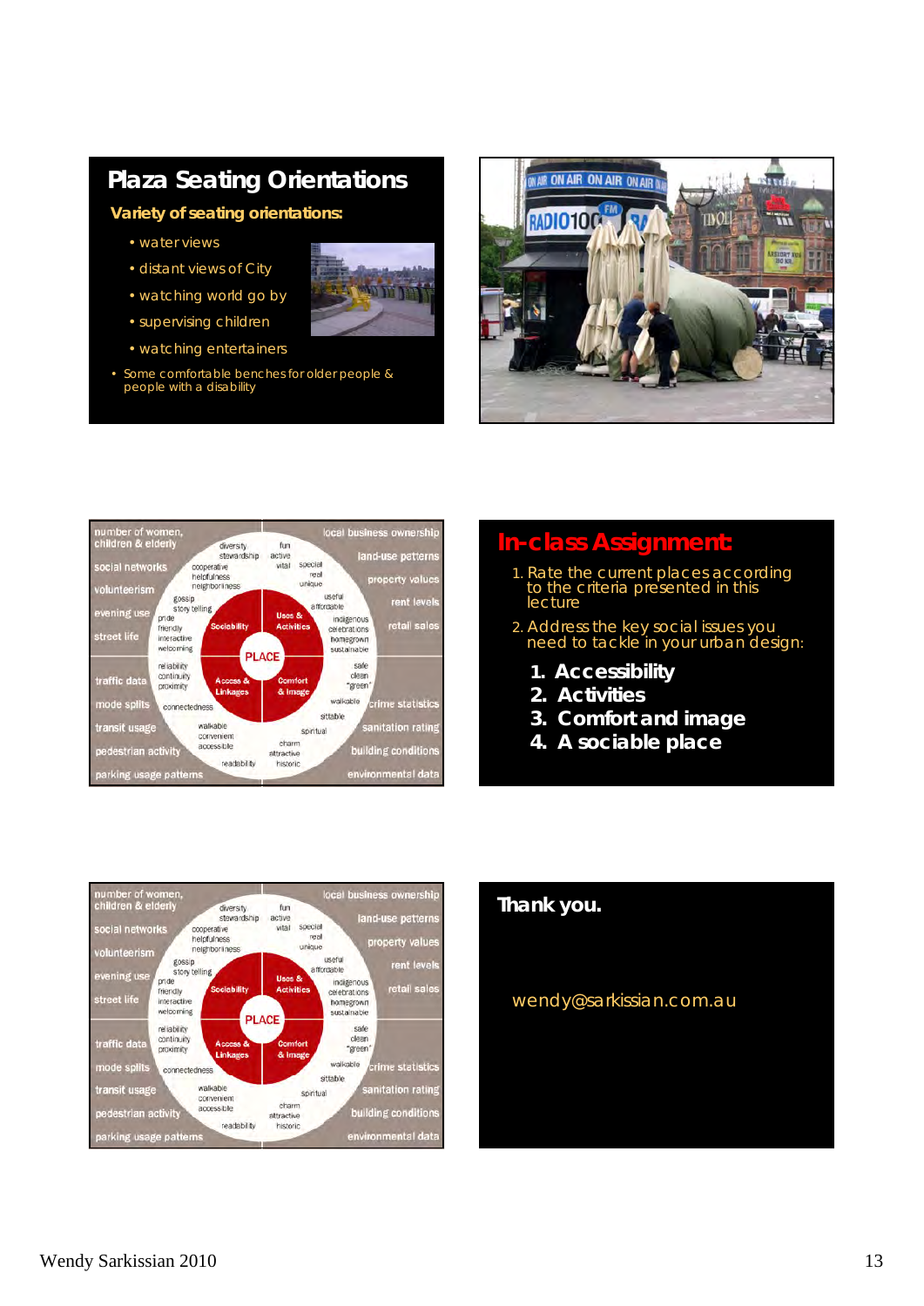## Plaza Seating Orientations

**Variety of seating orientations:**

- water views
- distant views of City
- watching world go by
- supervising children
- watching entertainers

- Some comfortable benches for older people & people with a disability

number of women, children & elderly
social networks
volunteerism
evening use
street life
traffic data
mode splits
transit usage
pedestrian activity
parking usage patterns
local business ownership
land-use patterns
property values
rent levels
retail sales
crime statistics
sanitation rating
building conditions
environmental data
diversity
stewardship
fun
active
vital
special
real
unique
cooperative
helpfulness
neighborliness
gossip
story telling
pride
friendly
interactive
welcoming
useful
affordable
indigenous
celebrations
homegrown
sustainable
Sociability
Uses & Activities
PLACE
Access & Linkages
Comfort & Image
reliability
continuity
proximity
connectedness
safe
clean
"green"
walkable
sittable
spiritual
walkable
convenient
accessible
charm
attractive
historic
readability

## In-class Assignment:

1. Rate the current places according to the criteria presented in this lecture
2. Address the key social issues you need to tackle in your urban design:
   1. **Accessibility**
   2. **Activities**
   3. **Comfort and image**
   4. **A sociable place**

number of women, children & elderly
social networks
volunteerism
evening use
street life
traffic data
mode splits
transit usage
pedestrian activity
parking usage patterns
local business ownership
land-use patterns
property values
rent levels
retail sales
crime statistics
sanitation rating
building conditions
environmental data
diversity
stewardship
fun
active
vital
special
real
unique
cooperative
helpfulness
neighborliness
gossip
story telling
pride
friendly
interactive
welcoming
useful
affordable
indigenous
celebrations
homegrown
sustainable
Sociability
Uses & Activities
PLACE
Access & Linkages
Comfort & Image
reliability
continuity
proximity
connectedness
safe
clean
"green"
walkable
sittable
spiritual
walkable
convenient
accessible
charm
attractive
historic
readability

**Thank you.**

wendy@sarkissian.com.au